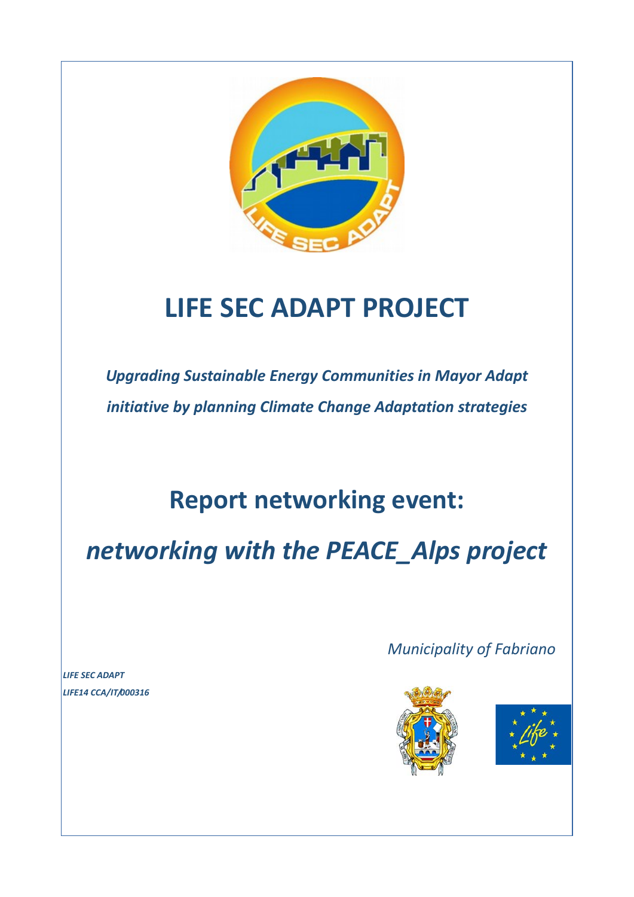# LIFE SEC ADAPT PROJECT

*Upgrading Sustainable Energy Communities in Mayor Adapt initiative by planning Climate Change Adaptation strategies*

# Report networking event:

# *networking with the PEACE_Alps project*

*Municipality of Fabriano*

***LIFE SEC ADAPT***
***LIFE14 CCA/IT/000316***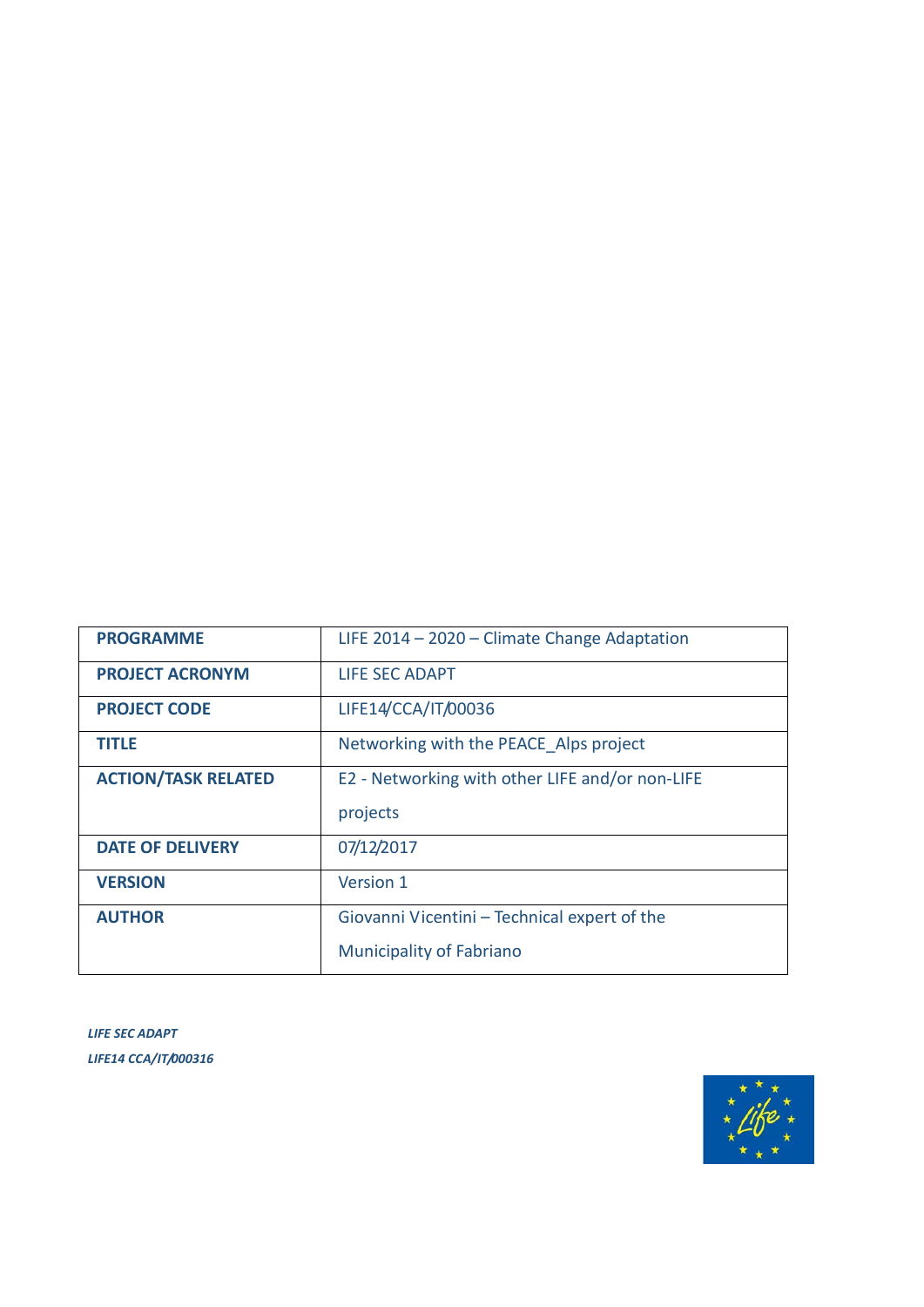| PROGRAMME | LIFE 2014 – 2020 – Climate Change Adaptation |
|---|---|
| PROJECT ACRONYM | LIFE SEC ADAPT |
| PROJECT CODE | LIFE14/CCA/IT/00036 |
| TITLE | Networking with the PEACE_Alps project |
| ACTION/TASK RELATED | E2 - Networking with other LIFE and/or non-LIFE projects |
| DATE OF DELIVERY | 07/12/2017 |
| VERSION | Version 1 |
| AUTHOR | Giovanni Vicentini – Technical expert of the Municipality of Fabriano |

*LIFE SEC ADAPT*

*LIFE14 CCA/IT/000316*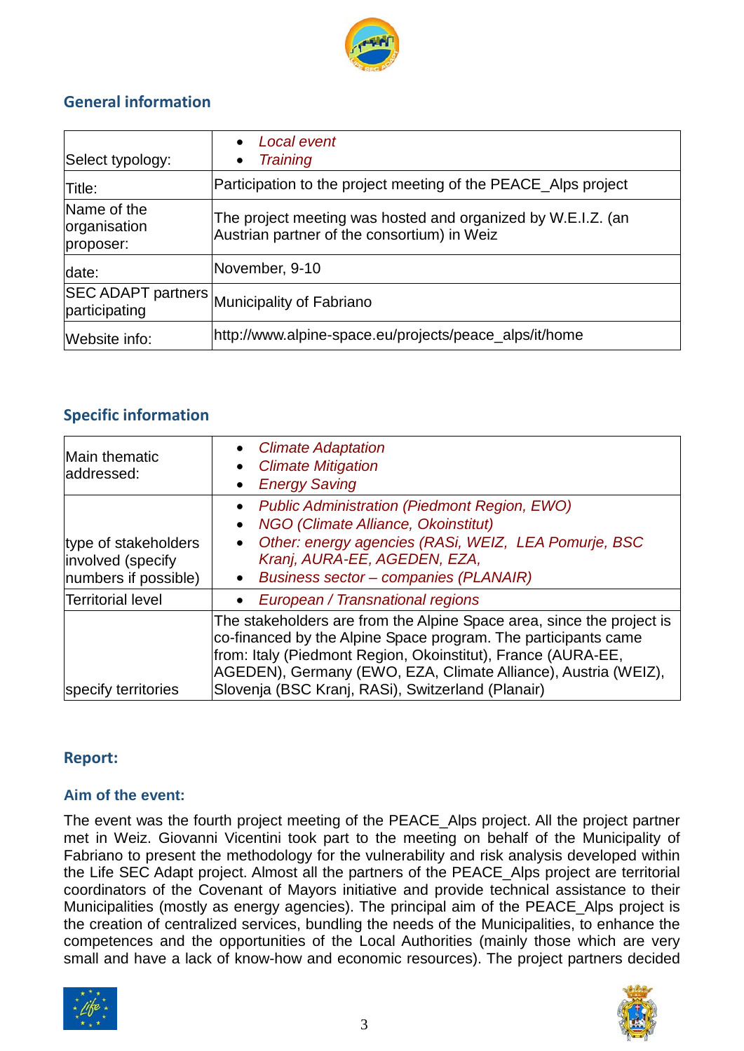## General information

| Select typology: | • *Local event*<br>• *Training* |
|---|---|
| Title: | Participation to the project meeting of the PEACE_Alps project |
| Name of the organisation proposer: | The project meeting was hosted and organized by W.E.I.Z. (an Austrian partner of the consortium) in Weiz |
| date: | November, 9-10 |
| SEC ADAPT partners participating | Municipality of Fabriano |
| Website info: | http://www.alpine-space.eu/projects/peace_alps/it/home |

## Specific information

| Main thematic addressed: | • *Climate Adaptation*<br>• *Climate Mitigation*<br>• *Energy Saving* |
|---|---|
| type of stakeholders involved (specify numbers if possible) | • *Public Administration (Piedmont Region, EWO)*<br>• *NGO (Climate Alliance, Okoinstitut)*<br>• *Other: energy agencies (RASi, WEIZ, LEA Pomurje, BSC Kranj, AURA-EE, AGEDEN, EZA,*<br>• *Business sector – companies (PLANAIR)* |
| Territorial level | • *European / Transnational regions* |
| specify territories | The stakeholders are from the Alpine Space area, since the project is co-financed by the Alpine Space program. The participants came from: Italy (Piedmont Region, Okoinstitut), France (AURA-EE, AGEDEN), Germany (EWO, EZA, Climate Alliance), Austria (WEIZ), Slovenja (BSC Kranj, RASi), Switzerland (Planair) |

## Report:

### Aim of the event:

The event was the fourth project meeting of the PEACE_Alps project. All the project partner met in Weiz. Giovanni Vicentini took part to the meeting on behalf of the Municipality of Fabriano to present the methodology for the vulnerability and risk analysis developed within the Life SEC Adapt project. Almost all the partners of the PEACE_Alps project are territorial coordinators of the Covenant of Mayors initiative and provide technical assistance to their Municipalities (mostly as energy agencies). The principal aim of the PEACE_Alps project is the creation of centralized services, bundling the needs of the Municipalities, to enhance the competences and the opportunities of the Local Authorities (mainly those which are very small and have a lack of know-how and economic resources). The project partners decided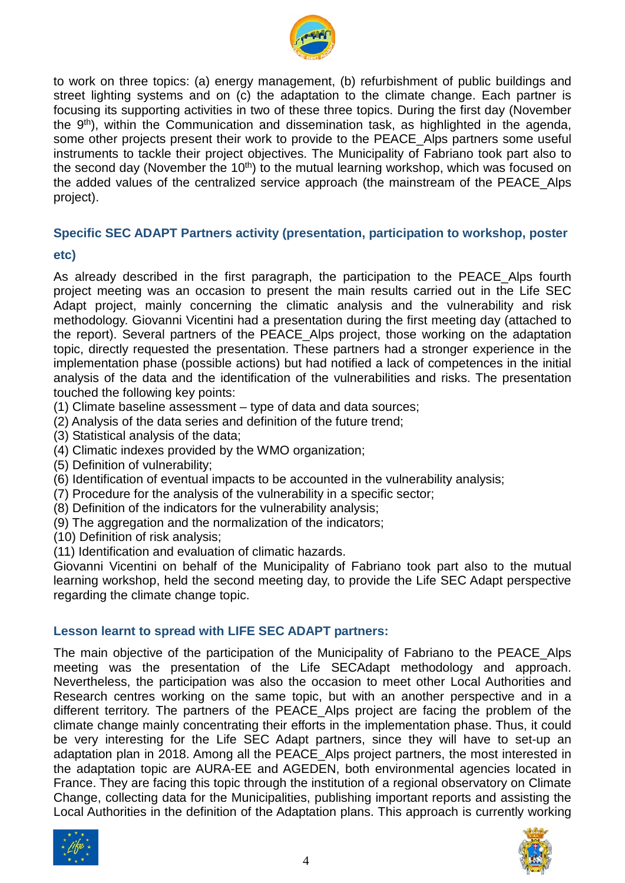to work on three topics: (a) energy management, (b) refurbishment of public buildings and street lighting systems and on (c) the adaptation to the climate change. Each partner is focusing its supporting activities in two of these three topics. During the first day (November the 9th), within the Communication and dissemination task, as highlighted in the agenda, some other projects present their work to provide to the PEACE_Alps partners some useful instruments to tackle their project objectives. The Municipality of Fabriano took part also to the second day (November the 10th) to the mutual learning workshop, which was focused on the added values of the centralized service approach (the mainstream of the PEACE_Alps project).

### Specific SEC ADAPT Partners activity (presentation, participation to workshop, poster etc)

As already described in the first paragraph, the participation to the PEACE_Alps fourth project meeting was an occasion to present the main results carried out in the Life SEC Adapt project, mainly concerning the climatic analysis and the vulnerability and risk methodology. Giovanni Vicentini had a presentation during the first meeting day (attached to the report). Several partners of the PEACE_Alps project, those working on the adaptation topic, directly requested the presentation. These partners had a stronger experience in the implementation phase (possible actions) but had notified a lack of competences in the initial analysis of the data and the identification of the vulnerabilities and risks. The presentation touched the following key points:

(1) Climate baseline assessment – type of data and data sources;
(2) Analysis of the data series and definition of the future trend;
(3) Statistical analysis of the data;
(4) Climatic indexes provided by the WMO organization;
(5) Definition of vulnerability;
(6) Identification of eventual impacts to be accounted in the vulnerability analysis;
(7) Procedure for the analysis of the vulnerability in a specific sector;
(8) Definition of the indicators for the vulnerability analysis;
(9) The aggregation and the normalization of the indicators;
(10) Definition of risk analysis;
(11) Identification and evaluation of climatic hazards.

Giovanni Vicentini on behalf of the Municipality of Fabriano took part also to the mutual learning workshop, held the second meeting day, to provide the Life SEC Adapt perspective regarding the climate change topic.

### Lesson learnt to spread with LIFE SEC ADAPT partners:

The main objective of the participation of the Municipality of Fabriano to the PEACE_Alps meeting was the presentation of the Life SECAdapt methodology and approach. Nevertheless, the participation was also the occasion to meet other Local Authorities and Research centres working on the same topic, but with an another perspective and in a different territory. The partners of the PEACE_Alps project are facing the problem of the climate change mainly concentrating their efforts in the implementation phase. Thus, it could be very interesting for the Life SEC Adapt partners, since they will have to set-up an adaptation plan in 2018. Among all the PEACE_Alps project partners, the most interested in the adaptation topic are AURA-EE and AGEDEN, both environmental agencies located in France. They are facing this topic through the institution of a regional observatory on Climate Change, collecting data for the Municipalities, publishing important reports and assisting the Local Authorities in the definition of the Adaptation plans. This approach is currently working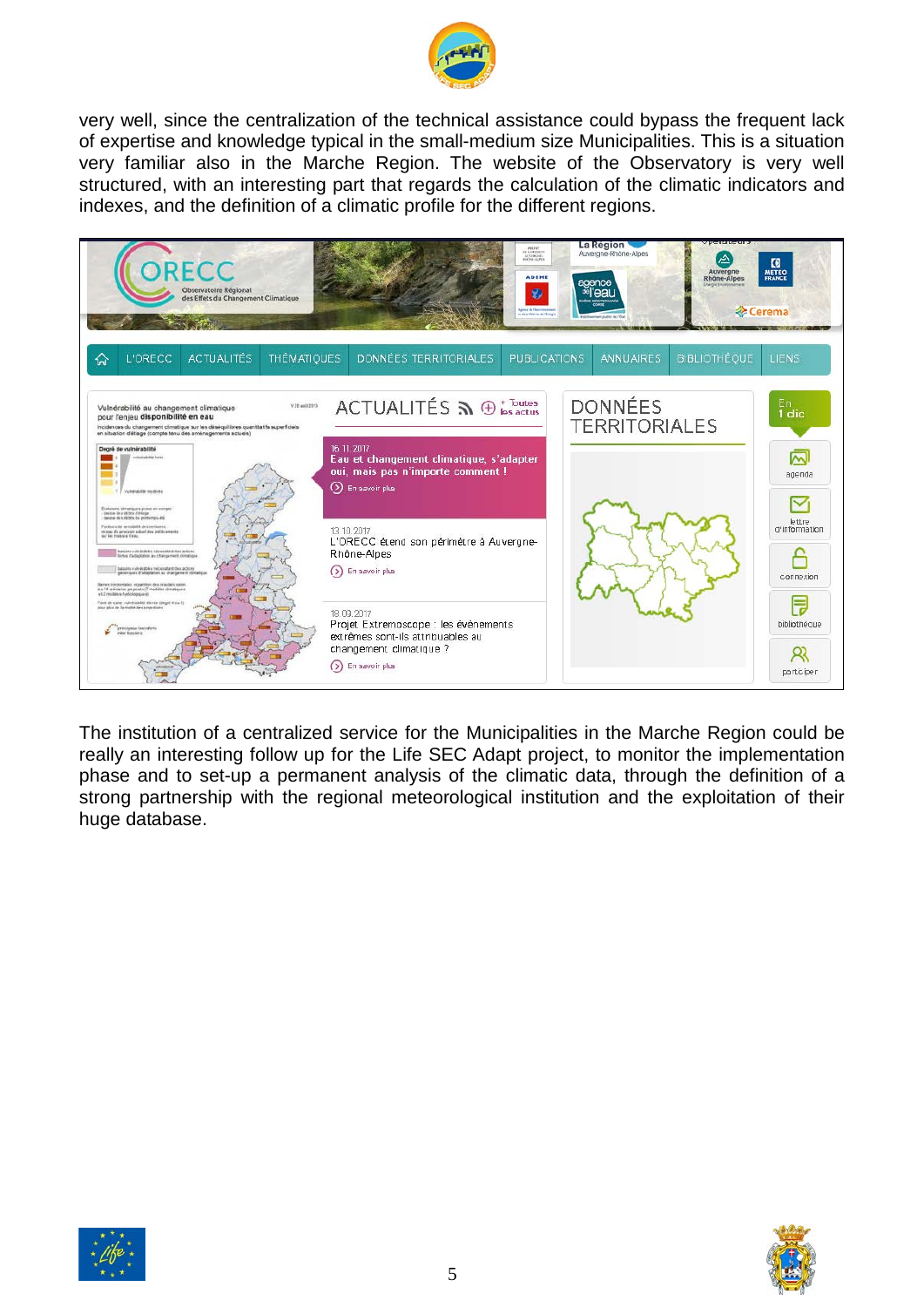very well, since the centralization of the technical assistance could bypass the frequent lack of expertise and knowledge typical in the small-medium size Municipalities. This is a situation very familiar also in the Marche Region. The website of the Observatory is very well structured, with an interesting part that regards the calculation of the climatic indicators and indexes, and the definition of a climatic profile for the different regions.

The institution of a centralized service for the Municipalities in the Marche Region could be really an interesting follow up for the Life SEC Adapt project, to monitor the implementation phase and to set-up a permanent analysis of the climatic data, through the definition of a strong partnership with the regional meteorological institution and the exploitation of their huge database.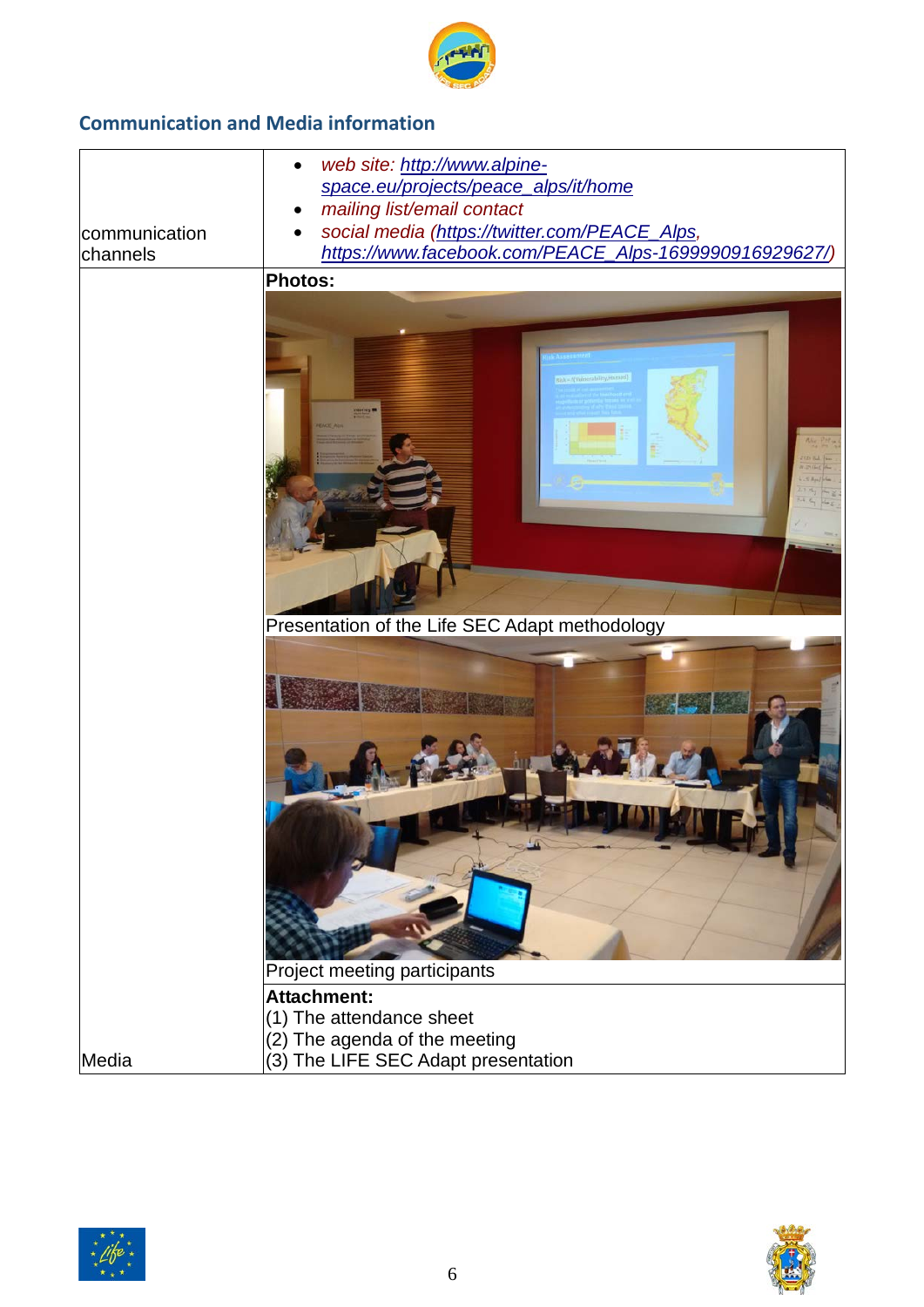## Communication and Media information

| | |
|---|---|
| communication channels | • *web site: http://www.alpine-space.eu/projects/peace_alps/it/home*<br>• *mailing list/email contact*<br>• *social media (https://twitter.com/PEACE_Alps, https://www.facebook.com/PEACE_Alps-1699990916929627/)* |
| Media | **Photos:**<br>Presentation of the Life SEC Adapt methodology<br>Project meeting participants<br>**Attachment:**<br>(1) The attendance sheet<br>(2) The agenda of the meeting<br>(3) The LIFE SEC Adapt presentation |